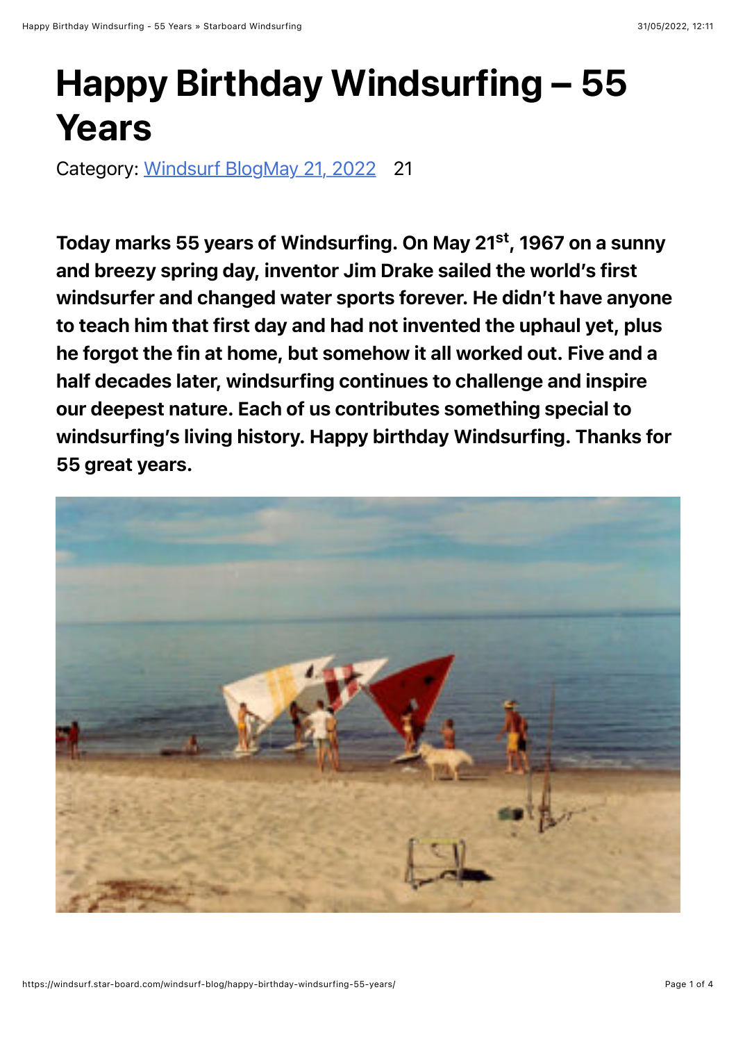# Happy Birthday Windsurfing – 55 Years

Category: Windsurf BlogMay 21, 2022 21

**Today marks 55 years of Windsurfing. On May 21st, 1967 on a sunny and breezy spring day, inventor Jim Drake sailed the world's first windsurfer and changed water sports forever. He didn't have anyone to teach him that first day and had not invented the uphaul yet, plus he forgot the fin at home, but somehow it all worked out. Five and a half decades later, windsurfing continues to challenge and inspire our deepest nature. Each of us contributes something special to windsurfing's living history. Happy birthday Windsurfing. Thanks for 55 great years.**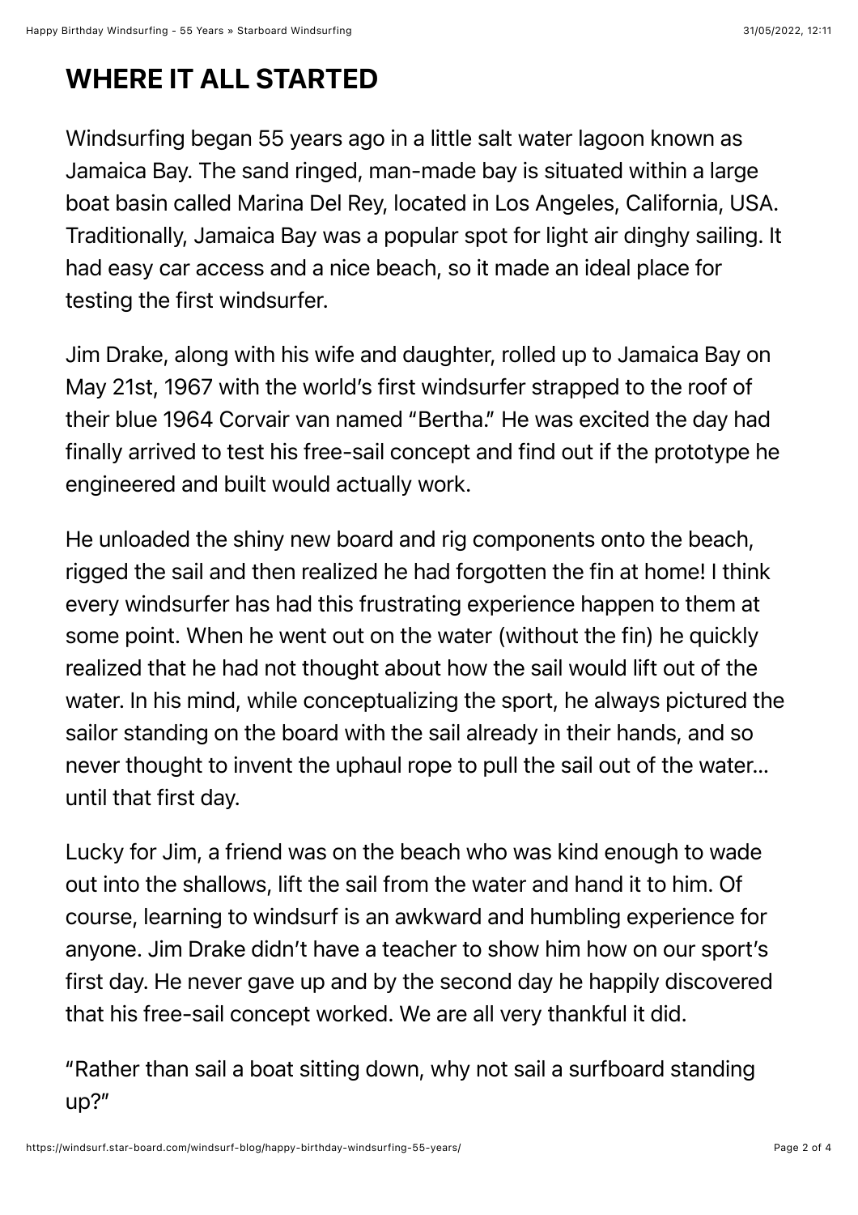## WHERE IT ALL STARTED

Windsurfing began 55 years ago in a little salt water lagoon known as Jamaica Bay. The sand ringed, man-made bay is situated within a large boat basin called Marina Del Rey, located in Los Angeles, California, USA. Traditionally, Jamaica Bay was a popular spot for light air dinghy sailing. It had easy car access and a nice beach, so it made an ideal place for testing the first windsurfer.

Jim Drake, along with his wife and daughter, rolled up to Jamaica Bay on May 21st, 1967 with the world's first windsurfer strapped to the roof of their blue 1964 Corvair van named "Bertha." He was excited the day had finally arrived to test his free-sail concept and find out if the prototype he engineered and built would actually work.

He unloaded the shiny new board and rig components onto the beach, rigged the sail and then realized he had forgotten the fin at home! I think every windsurfer has had this frustrating experience happen to them at some point. When he went out on the water (without the fin) he quickly realized that he had not thought about how the sail would lift out of the water. In his mind, while conceptualizing the sport, he always pictured the sailor standing on the board with the sail already in their hands, and so never thought to invent the uphaul rope to pull the sail out of the water... until that first day.

Lucky for Jim, a friend was on the beach who was kind enough to wade out into the shallows, lift the sail from the water and hand it to him. Of course, learning to windsurf is an awkward and humbling experience for anyone. Jim Drake didn't have a teacher to show him how on our sport's first day. He never gave up and by the second day he happily discovered that his free-sail concept worked. We are all very thankful it did.

"Rather than sail a boat sitting down, why not sail a surfboard standing up?"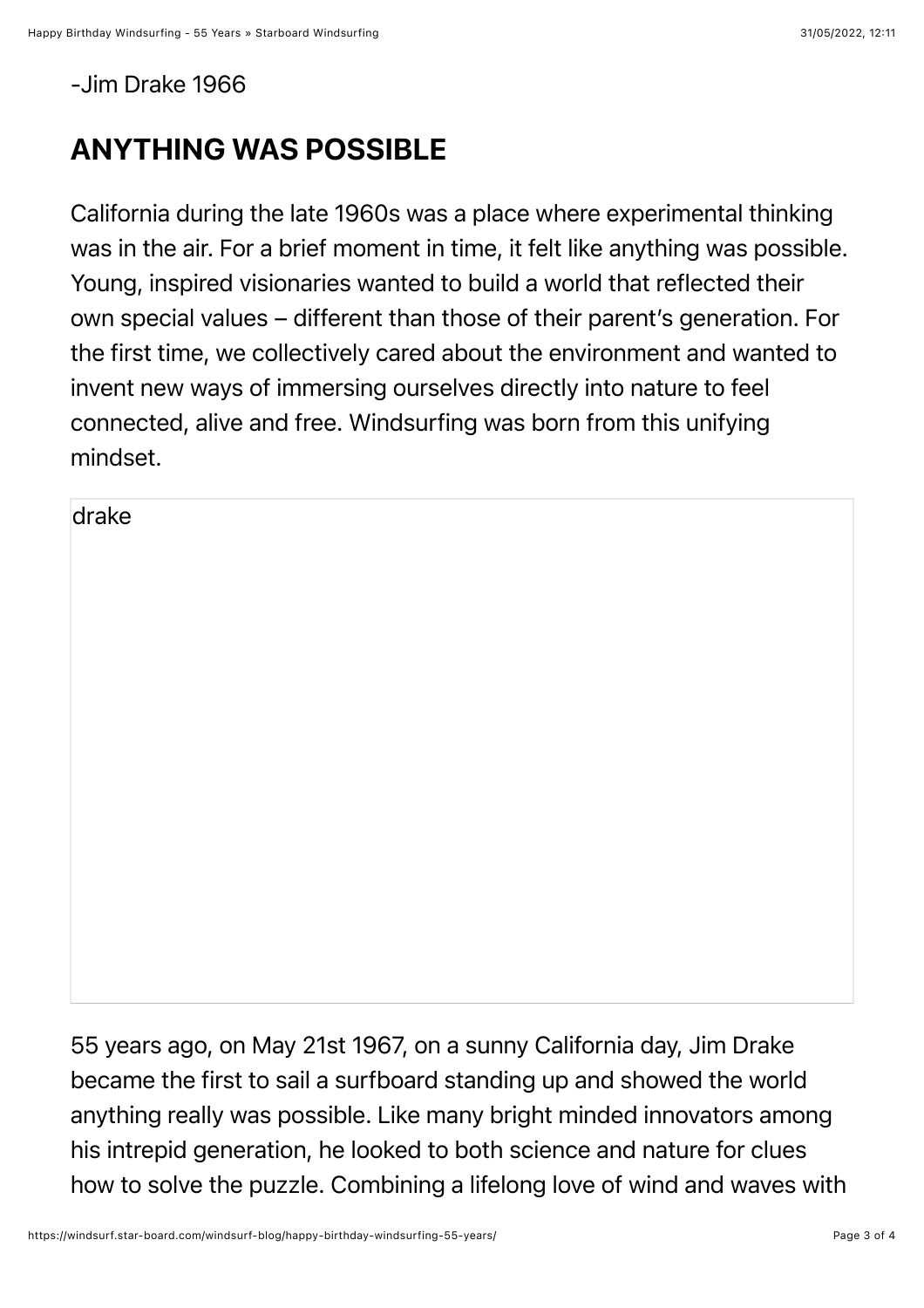-Jim Drake 1966

## ANYTHING WAS POSSIBLE

California during the late 1960s was a place where experimental thinking was in the air. For a brief moment in time, it felt like anything was possible. Young, inspired visionaries wanted to build a world that reflected their own special values – different than those of their parent's generation. For the first time, we collectively cared about the environment and wanted to invent new ways of immersing ourselves directly into nature to feel connected, alive and free. Windsurfing was born from this unifying mindset.

drake

55 years ago, on May 21st 1967, on a sunny California day, Jim Drake became the first to sail a surfboard standing up and showed the world anything really was possible. Like many bright minded innovators among his intrepid generation, he looked to both science and nature for clues how to solve the puzzle. Combining a lifelong love of wind and waves with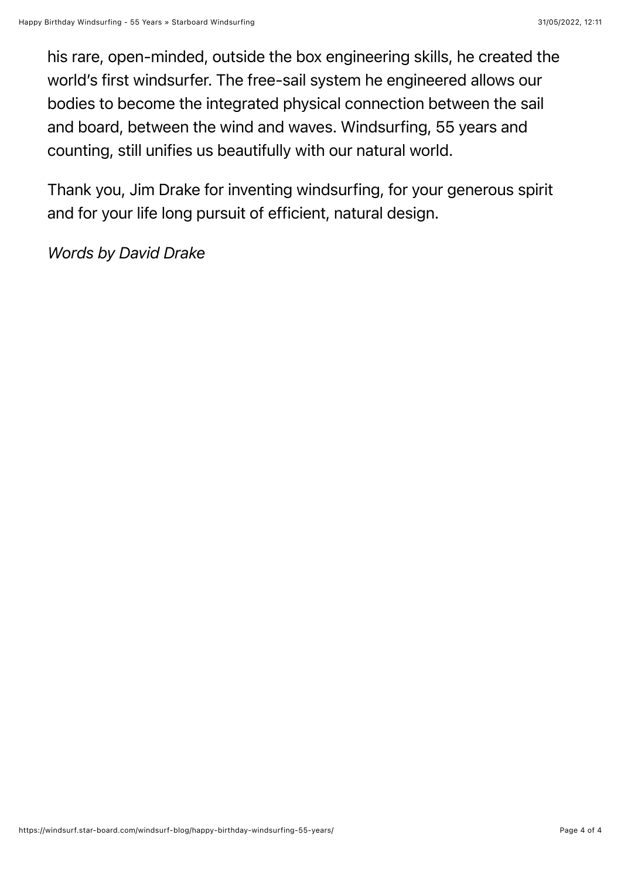his rare, open-minded, outside the box engineering skills, he created the world's first windsurfer. The free-sail system he engineered allows our bodies to become the integrated physical connection between the sail and board, between the wind and waves. Windsurfing, 55 years and counting, still unifies us beautifully with our natural world.

Thank you, Jim Drake for inventing windsurfing, for your generous spirit and for your life long pursuit of efficient, natural design.

*Words by David Drake*